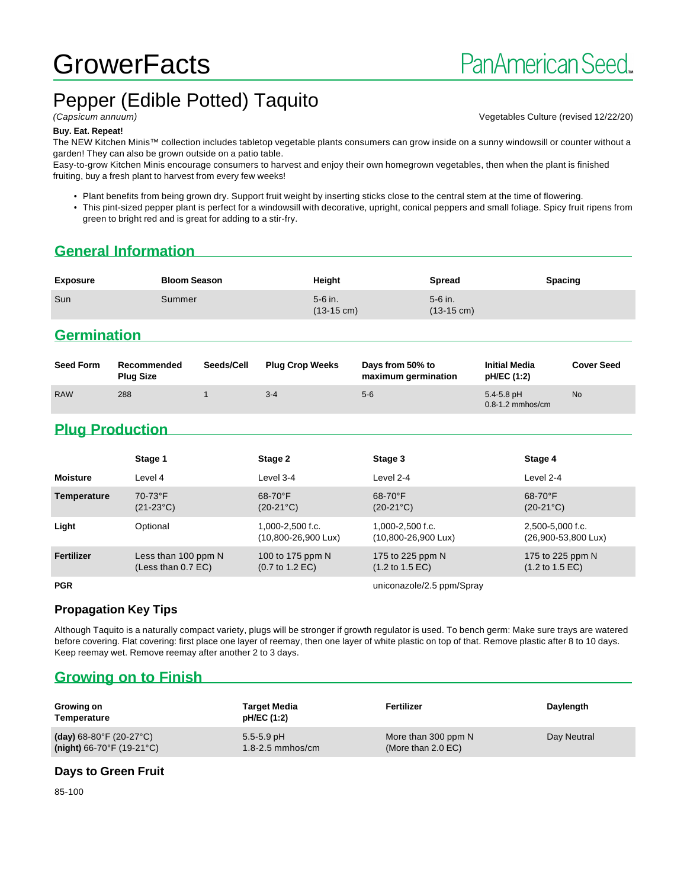# GrowerFacts

PanAmerican Seed

## Pepper (Edible Potted) Taquito

*(Capsicum annuum)*

Vegetables Culture (revised 12/22/20)

**Buy. Eat. Repeat!**

The NEW Kitchen Minis™ collection includes tabletop vegetable plants consumers can grow inside on a sunny windowsill or counter without a garden! They can also be grown outside on a patio table.

Easy-to-grow Kitchen Minis encourage consumers to harvest and enjoy their own homegrown vegetables, then when the plant is finished fruiting, buy a fresh plant to harvest from every few weeks!

- Plant benefits from being grown dry. Support fruit weight by inserting sticks close to the central stem at the time of flowering.
- This pint-sized pepper plant is perfect for a windowsill with decorative, upright, conical peppers and small foliage. Spicy fruit ripens from green to bright red and is great for adding to a stir-fry.

## General Information

| Exposure | Bloom Season | Height | Spread | Spacing |
|---|---|---|---|---|
| Sun | Summer | 5-6 in. (13-15 cm) | 5-6 in. (13-15 cm) | |

## Germination

| Seed Form | Recommended Plug Size | Seeds/Cell | Plug Crop Weeks | Days from 50% to maximum germination | Initial Media pH/EC (1:2) | Cover Seed |
|---|---|---|---|---|---|---|
| RAW | 288 | 1 | 3-4 | 5-6 | 5.4-5.8 pH 0.8-1.2 mmhos/cm | No |

## Plug Production

| | Stage 1 | Stage 2 | Stage 3 | Stage 4 |
|---|---|---|---|---|
| **Moisture** | Level 4 | Level 3-4 | Level 2-4 | Level 2-4 |
| **Temperature** | 70-73°F (21-23°C) | 68-70°F (20-21°C) | 68-70°F (20-21°C) | 68-70°F (20-21°C) |
| **Light** | Optional | 1,000-2,500 f.c. (10,800-26,900 Lux) | 1,000-2,500 f.c. (10,800-26,900 Lux) | 2,500-5,000 f.c. (26,900-53,800 Lux) |
| **Fertilizer** | Less than 100 ppm N (Less than 0.7 EC) | 100 to 175 ppm N (0.7 to 1.2 EC) | 175 to 225 ppm N (1.2 to 1.5 EC) | 175 to 225 ppm N (1.2 to 1.5 EC) |
| **PGR** | | | uniconazole/2.5 ppm/Spray | |

### Propagation Key Tips

Although Taquito is a naturally compact variety, plugs will be stronger if growth regulator is used. To bench germ: Make sure trays are watered before covering. Flat covering: first place one layer of reemay, then one layer of white plastic on top of that. Remove plastic after 8 to 10 days. Keep reemay wet. Remove reemay after another 2 to 3 days.

## Growing on to Finish

| Growing on Temperature | Target Media pH/EC (1:2) | Fertilizer | Daylength |
|---|---|---|---|
| **(day)** 68-80°F (20-27°C) **(night)** 66-70°F (19-21°C) | 5.5-5.9 pH 1.8-2.5 mmhos/cm | More than 300 ppm N (More than 2.0 EC) | Day Neutral |

### Days to Green Fruit

85-100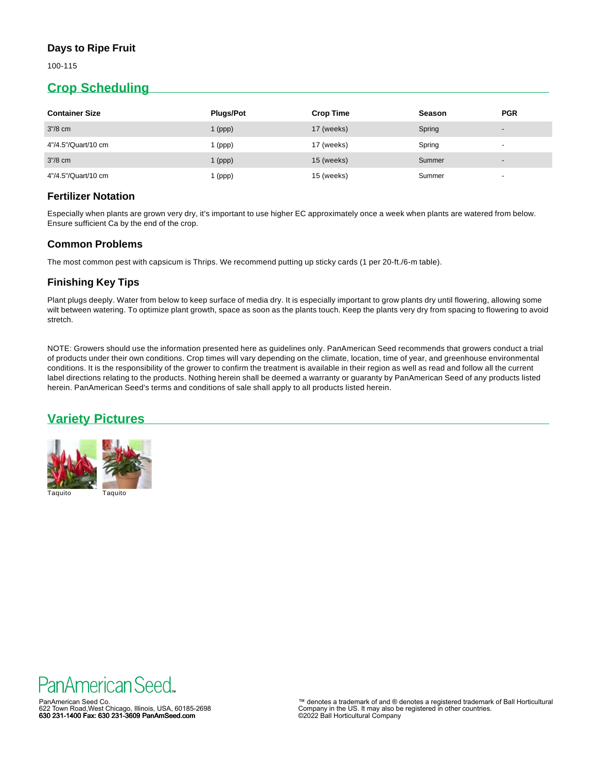### Days to Ripe Fruit

100-115

## Crop Scheduling

| Container Size | Plugs/Pot | Crop Time | Season | PGR |
|---|---|---|---|---|
| 3"/8 cm | 1 (ppp) | 17 (weeks) | Spring | - |
| 4"/4.5"/Quart/10 cm | 1 (ppp) | 17 (weeks) | Spring | - |
| 3"/8 cm | 1 (ppp) | 15 (weeks) | Summer | - |
| 4"/4.5"/Quart/10 cm | 1 (ppp) | 15 (weeks) | Summer | - |

### Fertilizer Notation

Especially when plants are grown very dry, it's important to use higher EC approximately once a week when plants are watered from below. Ensure sufficient Ca by the end of the crop.

### Common Problems

The most common pest with capsicum is Thrips. We recommend putting up sticky cards (1 per 20-ft./6-m table).

### Finishing Key Tips

Plant plugs deeply. Water from below to keep surface of media dry. It is especially important to grow plants dry until flowering, allowing some wilt between watering. To optimize plant growth, space as soon as the plants touch. Keep the plants very dry from spacing to flowering to avoid stretch.

NOTE: Growers should use the information presented here as guidelines only. PanAmerican Seed recommends that growers conduct a trial of products under their own conditions. Crop times will vary depending on the climate, location, time of year, and greenhouse environmental conditions. It is the responsibility of the grower to confirm the treatment is available in their region as well as read and follow all the current label directions relating to the products. Nothing herein shall be deemed a warranty or guaranty by PanAmerican Seed of any products listed herein. PanAmerican Seed's terms and conditions of sale shall apply to all products listed herein.

## Variety Pictures

Taquito

Taquito

PanAmerican Seed™

PanAmerican Seed Co.
622 Town Road,West Chicago, Illinois, USA, 60185-2698
630 231-1400 Fax: 630 231-3609 PanAmSeed.com

™ denotes a trademark of and ® denotes a registered trademark of Ball Horticultural Company in the US. It may also be registered in other countries.
©2022 Ball Horticultural Company